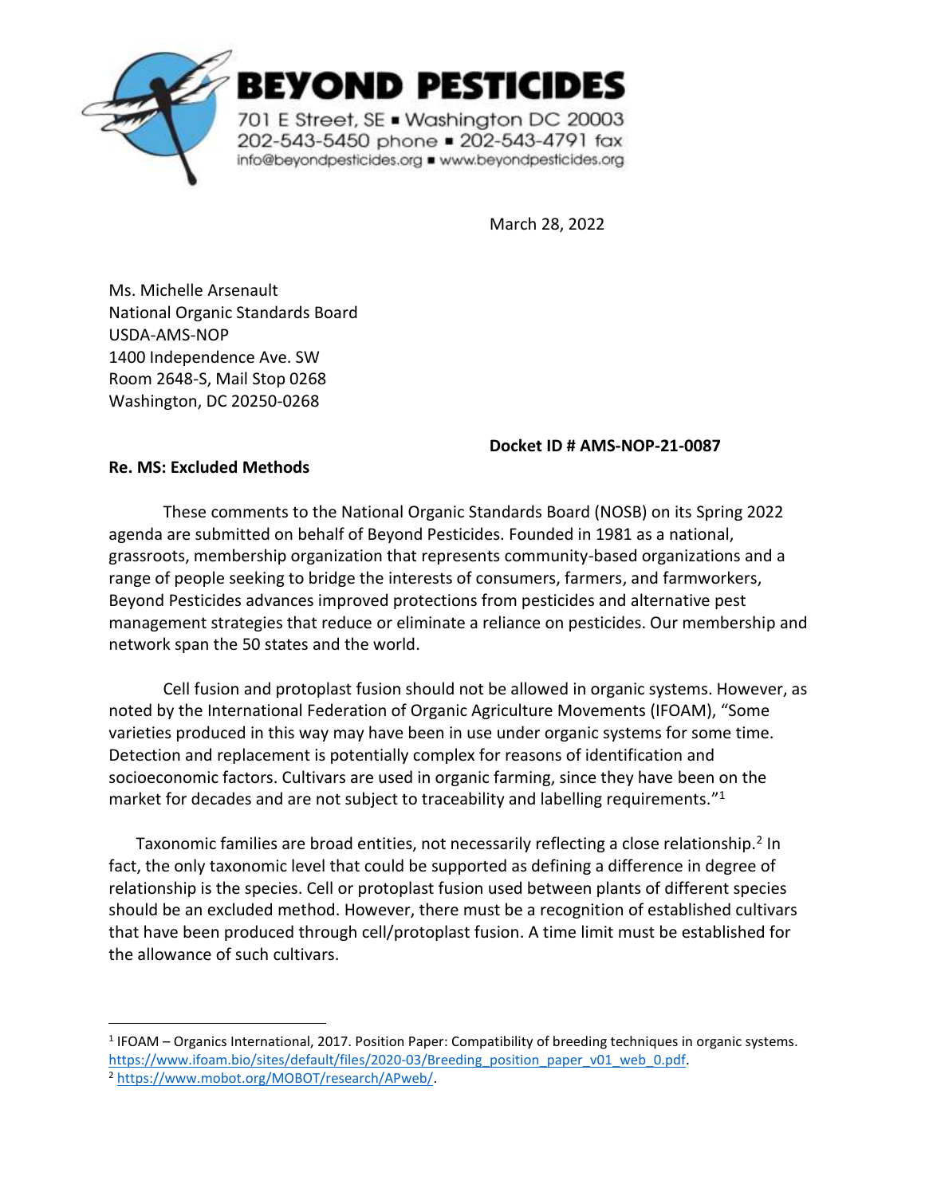**BEYOND PESTICIDES**

701 E Street, SE ▪ Washington DC 20003
202-543-5450 phone ▪ 202-543-4791 fax
info@beyondpesticides.org ▪ www.beyondpesticides.org

March 28, 2022

Ms. Michelle Arsenault
National Organic Standards Board
USDA-AMS-NOP
1400 Independence Ave. SW
Room 2648-S, Mail Stop 0268
Washington, DC 20250-0268

**Docket ID # AMS-NOP-21-0087**

**Re. MS: Excluded Methods**

These comments to the National Organic Standards Board (NOSB) on its Spring 2022 agenda are submitted on behalf of Beyond Pesticides. Founded in 1981 as a national, grassroots, membership organization that represents community-based organizations and a range of people seeking to bridge the interests of consumers, farmers, and farmworkers, Beyond Pesticides advances improved protections from pesticides and alternative pest management strategies that reduce or eliminate a reliance on pesticides. Our membership and network span the 50 states and the world.

Cell fusion and protoplast fusion should not be allowed in organic systems. However, as noted by the International Federation of Organic Agriculture Movements (IFOAM), "Some varieties produced in this way may have been in use under organic systems for some time. Detection and replacement is potentially complex for reasons of identification and socioeconomic factors. Cultivars are used in organic farming, since they have been on the market for decades and are not subject to traceability and labelling requirements."[1]

Taxonomic families are broad entities, not necessarily reflecting a close relationship.[2] In fact, the only taxonomic level that could be supported as defining a difference in degree of relationship is the species. Cell or protoplast fusion used between plants of different species should be an excluded method. However, there must be a recognition of established cultivars that have been produced through cell/protoplast fusion. A time limit must be established for the allowance of such cultivars.

[1] IFOAM – Organics International, 2017. Position Paper: Compatibility of breeding techniques in organic systems. https://www.ifoam.bio/sites/default/files/2020-03/Breeding_position_paper_v01_web_0.pdf.

[2] https://www.mobot.org/MOBOT/research/APweb/.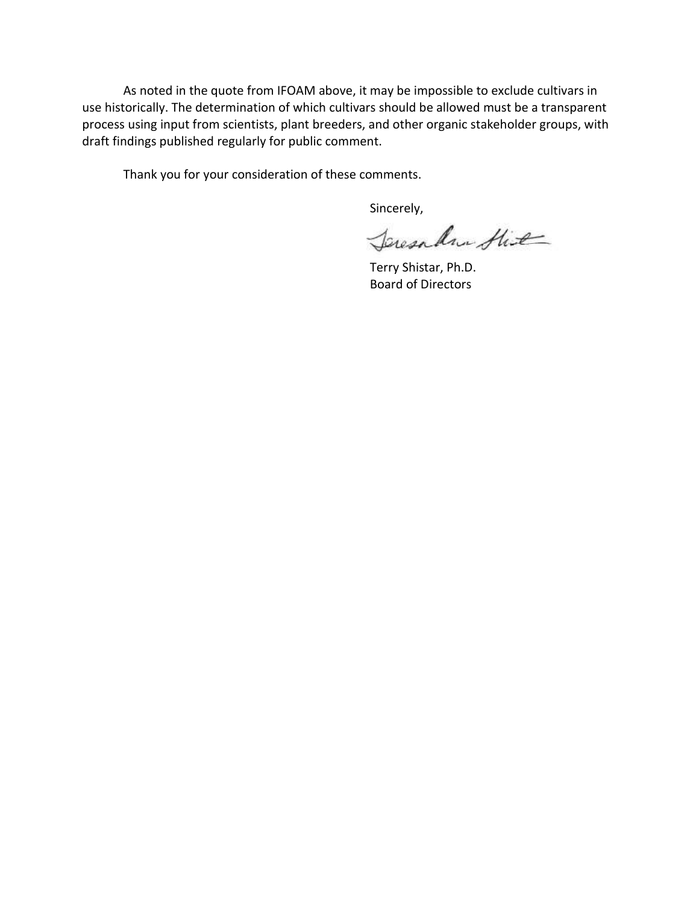As noted in the quote from IFOAM above, it may be impossible to exclude cultivars in use historically. The determination of which cultivars should be allowed must be a transparent process using input from scientists, plant breeders, and other organic stakeholder groups, with draft findings published regularly for public comment.

Thank you for your consideration of these comments.

Sincerely,

Terry Shistar, Ph.D.
Board of Directors